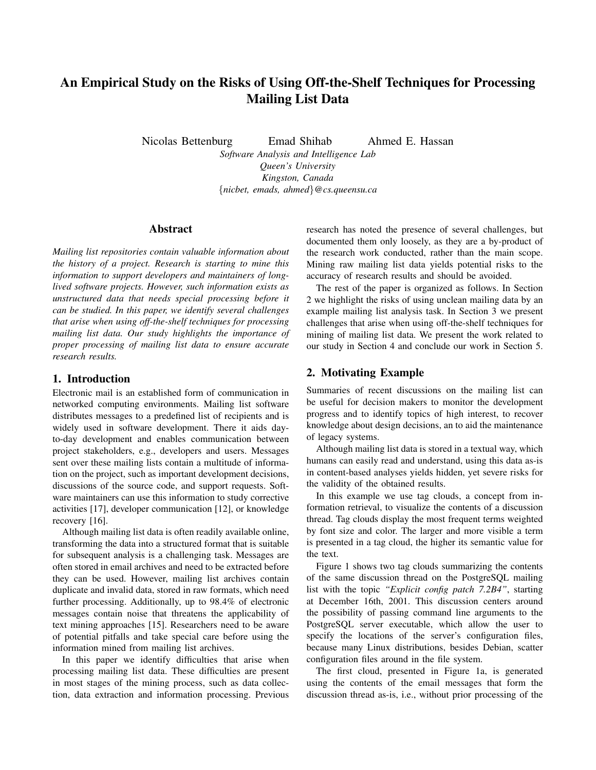# An Empirical Study on the Risks of Using Off-the-Shelf Techniques for Processing Mailing List Data

Nicolas Bettenburg Emad Shihab Ahmed E. Hassan

*Software Analysis and Intelligence Lab*
*Queen's University*
*Kingston, Canada*
{*nicbet, emads, ahmed*}*@cs.queensu.ca*

## Abstract

*Mailing list repositories contain valuable information about the history of a project. Research is starting to mine this information to support developers and maintainers of long-lived software projects. However, such information exists as unstructured data that needs special processing before it can be studied. In this paper, we identify several challenges that arise when using off-the-shelf techniques for processing mailing list data. Our study highlights the importance of proper processing of mailing list data to ensure accurate research results.*

## 1. Introduction

Electronic mail is an established form of communication in networked computing environments. Mailing list software distributes messages to a predefined list of recipients and is widely used in software development. There it aids day-to-day development and enables communication between project stakeholders, e.g., developers and users. Messages sent over these mailing lists contain a multitude of information on the project, such as important development decisions, discussions of the source code, and support requests. Software maintainers can use this information to study corrective activities [17], developer communication [12], or knowledge recovery [16].

Although mailing list data is often readily available online, transforming the data into a structured format that is suitable for subsequent analysis is a challenging task. Messages are often stored in email archives and need to be extracted before they can be used. However, mailing list archives contain duplicate and invalid data, stored in raw formats, which need further processing. Additionally, up to 98.4% of electronic messages contain noise that threatens the applicability of text mining approaches [15]. Researchers need to be aware of potential pitfalls and take special care before using the information mined from mailing list archives.

In this paper we identify difficulties that arise when processing mailing list data. These difficulties are present in most stages of the mining process, such as data collection, data extraction and information processing. Previous research has noted the presence of several challenges, but documented them only loosely, as they are a by-product of the research work conducted, rather than the main scope. Mining raw mailing list data yields potential risks to the accuracy of research results and should be avoided.

The rest of the paper is organized as follows. In Section 2 we highlight the risks of using unclean mailing data by an example mailing list analysis task. In Section 3 we present challenges that arise when using off-the-shelf techniques for mining of mailing list data. We present the work related to our study in Section 4 and conclude our work in Section 5.

## 2. Motivating Example

Summaries of recent discussions on the mailing list can be useful for decision makers to monitor the development progress and to identify topics of high interest, to recover knowledge about design decisions, an to aid the maintenance of legacy systems.

Although mailing list data is stored in a textual way, which humans can easily read and understand, using this data as-is in content-based analyses yields hidden, yet severe risks for the validity of the obtained results.

In this example we use tag clouds, a concept from information retrieval, to visualize the contents of a discussion thread. Tag clouds display the most frequent terms weighted by font size and color. The larger and more visible a term is presented in a tag cloud, the higher its semantic value for the text.

Figure 1 shows two tag clouds summarizing the contents of the same discussion thread on the PostgreSQL mailing list with the topic *"Explicit config patch 7.2B4"*, starting at December 16th, 2001. This discussion centers around the possibility of passing command line arguments to the PostgreSQL server executable, which allow the user to specify the locations of the server's configuration files, because many Linux distributions, besides Debian, scatter configuration files around in the file system.

The first cloud, presented in Figure 1a, is generated using the contents of the email messages that form the discussion thread as-is, i.e., without prior processing of the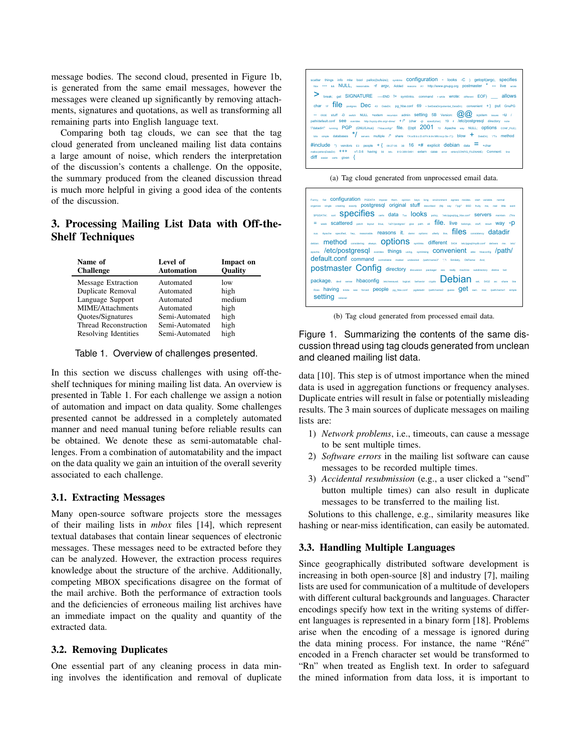message bodies. The second cloud, presented in Figure 1b, is generated from the same email messages, however the messages were cleaned up significantly by removing attachments, signatures and quotations, as well as transforming all remaining parts into English language text.

Comparing both tag clouds, we can see that the tag cloud generated from uncleaned mailing list data contains a large amount of noise, which renders the interpretation of the discussion's contents a challenge. On the opposite, the summary produced from the cleaned discussion thread is much more helpful in giving a good idea of the contents of the discussion.

## 3. Processing Mailing List Data with Off-the-Shelf Techniques

| Name of Challenge | Level of Automation | Impact on Quality |
|---|---|---|
| Message Extraction | Automated | low |
| Duplicate Removal | Automated | high |
| Language Support | Automated | medium |
| MIME/Attachments | Automated | high |
| Quotes/Signatures | Semi-Automated | high |
| Thread Reconstruction | Semi-Automated | high |
| Resolving Identities | Semi-Automated | high |

Table 1. Overview of challenges presented.

In this section we discuss challenges with using off-the-shelf techniques for mining mailing list data. An overview is presented in Table 1. For each challenge we assign a notion of automation and impact on data quality. Some challenges presented cannot be addressed in a completely automated manner and need manual tuning before reliable results can be obtained. We denote these as semi-automatable challenges. From a combination of automatability and the impact on the data quality we gain an intuition of the overall severity associated to each challenge.

### 3.1. Extracting Messages

Many open-source software projects store the messages of their mailing lists in *mbox* files [14], which represent textual databases that contain linear sequences of electronic messages. These messages need to be extracted before they can be analyzed. However, the extraction process requires knowledge about the structure of the archive. Additionally, competing MBOX specifications disagree on the format of the mail archive. Both the performance of extraction tools and the deficiencies of erroneous mailing list archives have an immediate impact on the quality and quantity of the extracted data.

### 3.2. Removing Duplicates

One essential part of any cleaning process in data mining involves the identification and removal of duplicate data [10]. This step is of utmost importance when the mined data is used in aggregation functions or frequency analyses. Duplicate entries will result in false or potentially misleading results. The 3 main sources of duplicate messages on mailing lists are:

1) *Network problems*, i.e., timeouts, can cause a message to be sent multiple times.
2) *Software errors* in the mailing list software can cause messages to be recorded multiple times.
3) *Accidental resubmission* (e.g., a user clicked a "send" button multiple times) can also result in duplicate messages to be transferred to the mailing list.

Solutions to this challenge, e.g., similarity measures like hashing or near-miss identification, can easily be automated.

(a) Tag cloud generated from unprocessed email data.

(b) Tag cloud generated from processed email data.

Figure 1. Summarizing the contents of the same discussion thread using tag clouds generated from unclean and cleaned mailing list data.

### 3.3. Handling Multiple Languages

Since geographically distributed software development is increasing in both open-source [8] and industry [7], mailing lists are used for communication of a multitude of developers with different cultural backgrounds and languages. Character encodings specify how text in the writing systems of different languages is represented in a binary form [18]. Problems arise when the encoding of a message is ignored during the data mining process. For instance, the name "Réné" encoded in a French character set would be transformed to "Rn" when treated as English text. In order to safeguard the mined information from data loss, it is important to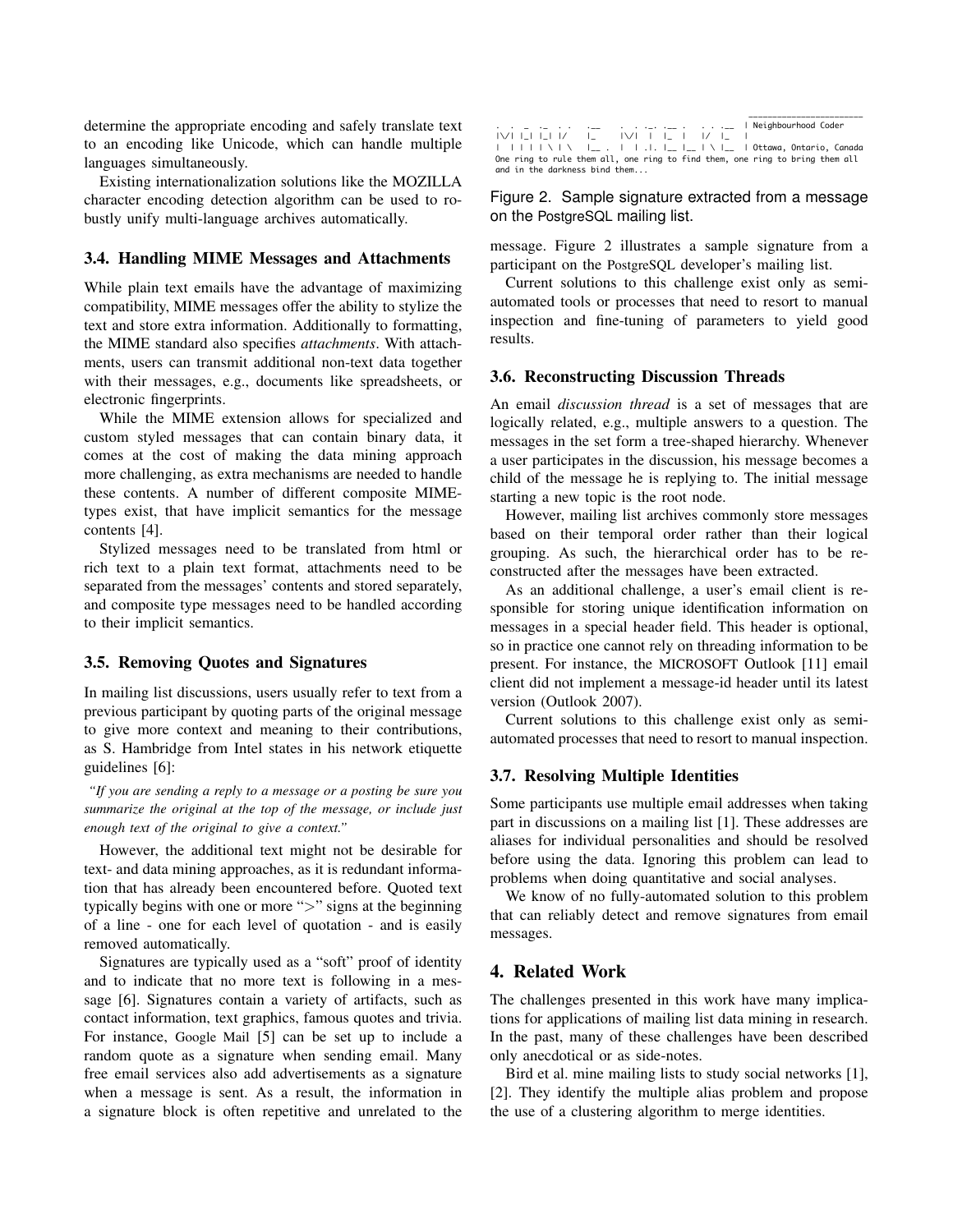determine the appropriate encoding and safely translate text to an encoding like Unicode, which can handle multiple languages simultaneously.

Existing internationalization solutions like the MOZILLA character encoding detection algorithm can be used to robustly unify multi-language archives automatically.

### 3.4. Handling MIME Messages and Attachments

While plain text emails have the advantage of maximizing compatibility, MIME messages offer the ability to stylize the text and store extra information. Additionally to formatting, the MIME standard also specifies *attachments*. With attachments, users can transmit additional non-text data together with their messages, e.g., documents like spreadsheets, or electronic fingerprints.

While the MIME extension allows for specialized and custom styled messages that can contain binary data, it comes at the cost of making the data mining approach more challenging, as extra mechanisms are needed to handle these contents. A number of different composite MIME-types exist, that have implicit semantics for the message contents [4].

Stylized messages need to be translated from html or rich text to a plain text format, attachments need to be separated from the messages' contents and stored separately, and composite type messages need to be handled according to their implicit semantics.

### 3.5. Removing Quotes and Signatures

In mailing list discussions, users usually refer to text from a previous participant by quoting parts of the original message to give more context and meaning to their contributions, as S. Hambridge from Intel states in his network etiquette guidelines [6]:

> *"If you are sending a reply to a message or a posting be sure you summarize the original at the top of the message, or include just enough text of the original to give a context."*

However, the additional text might not be desirable for text- and data mining approaches, as it is redundant information that has already been encountered before. Quoted text typically begins with one or more ">" signs at the beginning of a line - one for each level of quotation - and is easily removed automatically.

Signatures are typically used as a "soft" proof of identity and to indicate that no more text is following in a message [6]. Signatures contain a variety of artifacts, such as contact information, text graphics, famous quotes and trivia. For instance, Google Mail [5] can be set up to include a random quote as a signature when sending email. Many free email services also add advertisements as a signature when a message is sent. As a result, the information in a signature block is often repetitive and unrelated to the message. Figure 2 illustrates a sample signature from a participant on the PostgreSQL developer's mailing list.

```
                                                  _____________________
 .  .  _  ._  .  .    .__    .  .  ._. .__ .    .  . .__  | Neighbourhood Coder
 |\/| |_| |_| |/     |_     |\/|  |  |_  |     |/  |_   |
 |  | | | | \ | \    |__ .  |  | .|. |__ |__   | \ |__  | Ottawa, Ontario, Canada
One ring to rule them all, one ring to find them, one ring to bring them all
and in the darkness bind them...
```

Figure 2. Sample signature extracted from a message on the PostgreSQL mailing list.

Current solutions to this challenge exist only as semi-automated tools or processes that need to resort to manual inspection and fine-tuning of parameters to yield good results.

### 3.6. Reconstructing Discussion Threads

An email *discussion thread* is a set of messages that are logically related, e.g., multiple answers to a question. The messages in the set form a tree-shaped hierarchy. Whenever a user participates in the discussion, his message becomes a child of the message he is replying to. The initial message starting a new topic is the root node.

However, mailing list archives commonly store messages based on their temporal order rather than their logical grouping. As such, the hierarchical order has to be reconstructed after the messages have been extracted.

As an additional challenge, a user's email client is responsible for storing unique identification information on messages in a special header field. This header is optional, so in practice one cannot rely on threading information to be present. For instance, the MICROSOFT Outlook [11] email client did not implement a message-id header until its latest version (Outlook 2007).

Current solutions to this challenge exist only as semi-automated processes that need to resort to manual inspection.

### 3.7. Resolving Multiple Identities

Some participants use multiple email addresses when taking part in discussions on a mailing list [1]. These addresses are aliases for individual personalities and should be resolved before using the data. Ignoring this problem can lead to problems when doing quantitative and social analyses.

We know of no fully-automated solution to this problem that can reliably detect and remove signatures from email messages.

## 4. Related Work

The challenges presented in this work have many implications for applications of mailing list data mining in research. In the past, many of these challenges have been described only anecdotical or as side-notes.

Bird et al. mine mailing lists to study social networks [1], [2]. They identify the multiple alias problem and propose the use of a clustering algorithm to merge identities.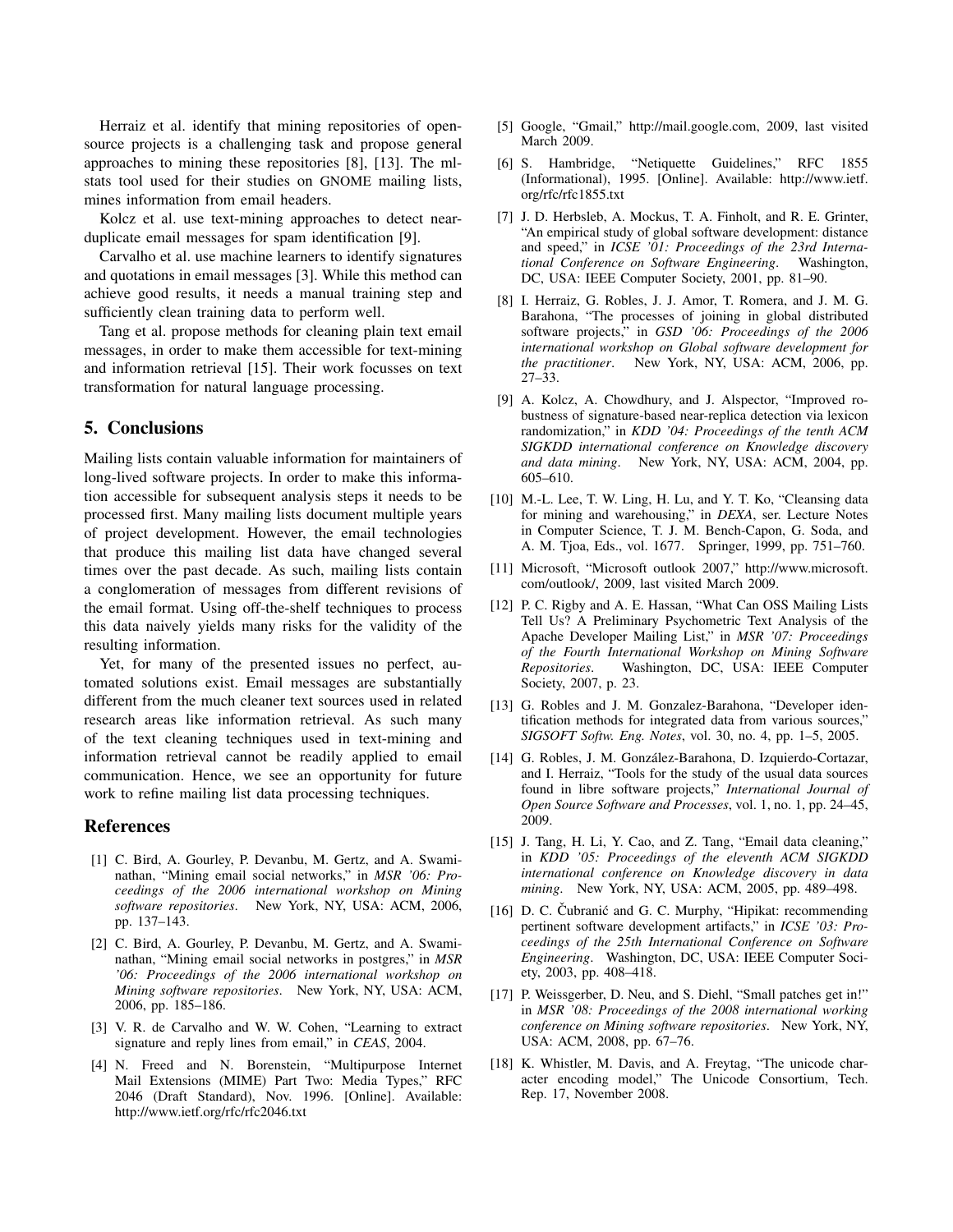Herraiz et al. identify that mining repositories of open-source projects is a challenging task and propose general approaches to mining these repositories [8], [13]. The mlstats tool used for their studies on GNOME mailing lists, mines information from email headers.

Kolcz et al. use text-mining approaches to detect near-duplicate email messages for spam identification [9].

Carvalho et al. use machine learners to identify signatures and quotations in email messages [3]. While this method can achieve good results, it needs a manual training step and sufficiently clean training data to perform well.

Tang et al. propose methods for cleaning plain text email messages, in order to make them accessible for text-mining and information retrieval [15]. Their work focusses on text transformation for natural language processing.

## 5. Conclusions

Mailing lists contain valuable information for maintainers of long-lived software projects. In order to make this information accessible for subsequent analysis steps it needs to be processed first. Many mailing lists document multiple years of project development. However, the email technologies that produce this mailing list data have changed several times over the past decade. As such, mailing lists contain a conglomeration of messages from different revisions of the email format. Using off-the-shelf techniques to process this data naively yields many risks for the validity of the resulting information.

Yet, for many of the presented issues no perfect, automated solutions exist. Email messages are substantially different from the much cleaner text sources used in related research areas like information retrieval. As such many of the text cleaning techniques used in text-mining and information retrieval cannot be readily applied to email communication. Hence, we see an opportunity for future work to refine mailing list data processing techniques.

## References

[1] C. Bird, A. Gourley, P. Devanbu, M. Gertz, and A. Swaminathan, "Mining email social networks," in *MSR '06: Proceedings of the 2006 international workshop on Mining software repositories*. New York, NY, USA: ACM, 2006, pp. 137–143.

[2] C. Bird, A. Gourley, P. Devanbu, M. Gertz, and A. Swaminathan, "Mining email social networks in postgres," in *MSR '06: Proceedings of the 2006 international workshop on Mining software repositories*. New York, NY, USA: ACM, 2006, pp. 185–186.

[3] V. R. de Carvalho and W. W. Cohen, "Learning to extract signature and reply lines from email," in *CEAS*, 2004.

[4] N. Freed and N. Borenstein, "Multipurpose Internet Mail Extensions (MIME) Part Two: Media Types," RFC 2046 (Draft Standard), Nov. 1996. [Online]. Available: http://www.ietf.org/rfc/rfc2046.txt

[5] Google, "Gmail," http://mail.google.com, 2009, last visited March 2009.

[6] S. Hambridge, "Netiquette Guidelines," RFC 1855 (Informational), 1995. [Online]. Available: http://www.ietf.org/rfc/rfc1855.txt

[7] J. D. Herbsleb, A. Mockus, T. A. Finholt, and R. E. Grinter, "An empirical study of global software development: distance and speed," in *ICSE '01: Proceedings of the 23rd International Conference on Software Engineering*. Washington, DC, USA: IEEE Computer Society, 2001, pp. 81–90.

[8] I. Herraiz, G. Robles, J. J. Amor, T. Romera, and J. M. G. Barahona, "The processes of joining in global distributed software projects," in *GSD '06: Proceedings of the 2006 international workshop on Global software development for the practitioner*. New York, NY, USA: ACM, 2006, pp. 27–33.

[9] A. Kolcz, A. Chowdhury, and J. Alspector, "Improved robustness of signature-based near-replica detection via lexicon randomization," in *KDD '04: Proceedings of the tenth ACM SIGKDD international conference on Knowledge discovery and data mining*. New York, NY, USA: ACM, 2004, pp. 605–610.

[10] M.-L. Lee, T. W. Ling, H. Lu, and Y. T. Ko, "Cleansing data for mining and warehousing," in *DEXA*, ser. Lecture Notes in Computer Science, T. J. M. Bench-Capon, G. Soda, and A. M. Tjoa, Eds., vol. 1677. Springer, 1999, pp. 751–760.

[11] Microsoft, "Microsoft outlook 2007," http://www.microsoft.com/outlook/, 2009, last visited March 2009.

[12] P. C. Rigby and A. E. Hassan, "What Can OSS Mailing Lists Tell Us? A Preliminary Psychometric Text Analysis of the Apache Developer Mailing List," in *MSR '07: Proceedings of the Fourth International Workshop on Mining Software Repositories*. Washington, DC, USA: IEEE Computer Society, 2007, p. 23.

[13] G. Robles and J. M. Gonzalez-Barahona, "Developer identification methods for integrated data from various sources," *SIGSOFT Softw. Eng. Notes*, vol. 30, no. 4, pp. 1–5, 2005.

[14] G. Robles, J. M. González-Barahona, D. Izquierdo-Cortazar, and I. Herraiz, "Tools for the study of the usual data sources found in libre software projects," *International Journal of Open Source Software and Processes*, vol. 1, no. 1, pp. 24–45, 2009.

[15] J. Tang, H. Li, Y. Cao, and Z. Tang, "Email data cleaning," in *KDD '05: Proceedings of the eleventh ACM SIGKDD international conference on Knowledge discovery in data mining*. New York, NY, USA: ACM, 2005, pp. 489–498.

[16] D. C. Čubranić and G. C. Murphy, "Hipikat: recommending pertinent software development artifacts," in *ICSE '03: Proceedings of the 25th International Conference on Software Engineering*. Washington, DC, USA: IEEE Computer Society, 2003, pp. 408–418.

[17] P. Weissgerber, D. Neu, and S. Diehl, "Small patches get in!" in *MSR '08: Proceedings of the 2008 international working conference on Mining software repositories*. New York, NY, USA: ACM, 2008, pp. 67–76.

[18] K. Whistler, M. Davis, and A. Freytag, "The unicode character encoding model," The Unicode Consortium, Tech. Rep. 17, November 2008.